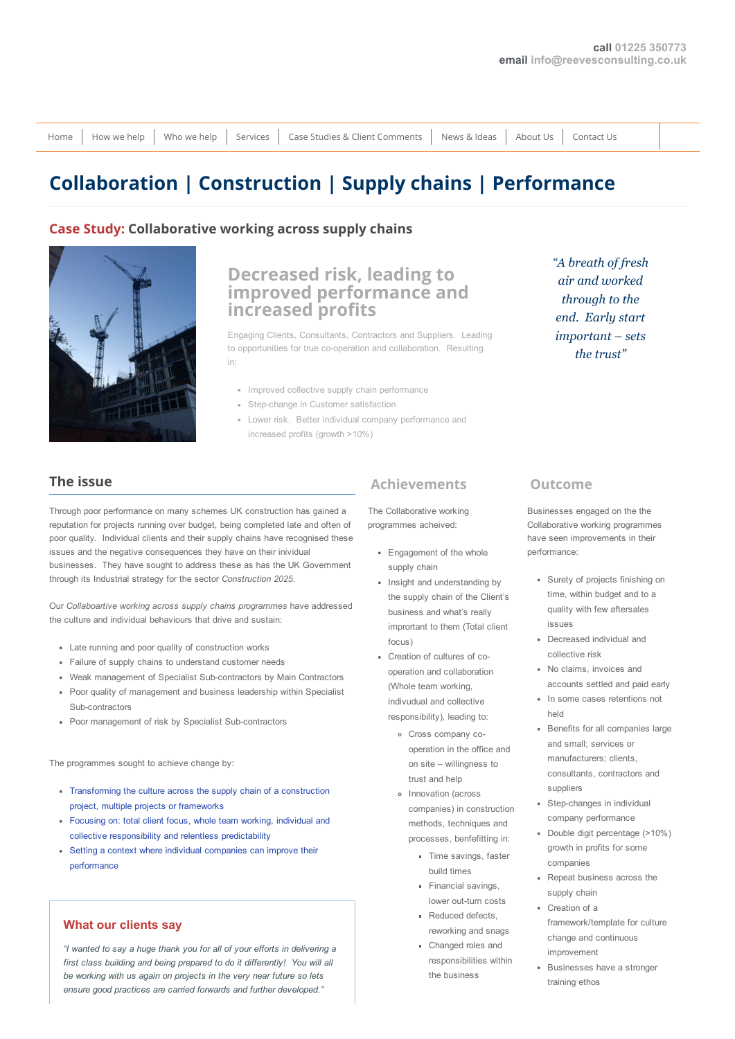**call** 01225 350773
**email** info@reevesconsulting.co.uk

Home | How we help | Who we help | Services | Case Studies & Client Comments | News & Ideas | About Us | Contact Us

# Collaboration | Construction | Supply chains | Performance

## Case Study: Collaborative working across supply chains

### Decreased risk, leading to improved performance and increased profits

Engaging Clients, Consultants, Contractors and Suppliers. Leading to opportunities for true co-operation and collaboration. Resulting in:

- Improved collective supply chain performance
- Step-change in Customer satisfaction
- Lower risk. Better individual company performance and increased profits (growth >10%)

*"A breath of fresh air and worked through to the end. Early start important – sets the trust"*

## The issue

Through poor performance on many schemes UK construction has gained a reputation for projects running over budget, being completed late and often of poor quality. Individual clients and their supply chains have recognised these issues and the negative consequences they have on their inividual businesses. They have sought to address these as has the UK Government through its Industrial strategy for the sector *Construction 2025*.

Our *Collaboartive working across supply chains programmes* have addressed the culture and individual behaviours that drive and sustain:

- Late running and poor quality of construction works
- Failure of supply chains to understand customer needs
- Weak management of Specialist Sub-contractors by Main Contractors
- Poor quality of management and business leadership within Specialist Sub-contractors
- Poor management of risk by Specialist Sub-contractors

The programmes sought to achieve change by:

- Transforming the culture across the supply chain of a construction project, multiple projects or frameworks
- Focusing on: total client focus, whole team working, individual and collective responsibility and relentless predictability
- Setting a context where individual companies can improve their performance

### What our clients say

*"I wanted to say a huge thank you for all of your efforts in delivering a first class building and being prepared to do it differently! You will all be working with us again on projects in the very near future so lets ensure good practices are carried forwards and further developed."*

## Achievements

The Collaborative working programmes acheived:

- Engagement of the whole supply chain
- Insight and understanding by the supply chain of the Client's business and what's really important to them (Total client focus)
- Creation of cultures of co-operation and collaboration (Whole team working, indivudual and collective responsibility), leading to:
  - Cross company co-operation in the office and on site – willingness to trust and help
  - Innovation (across companies) in construction methods, techniques and processes, benfefitting in:
    - Time savings, faster build times
    - Financial savings, lower out-turn costs
    - Reduced defects, reworking and snags
    - Changed roles and responsibilities within the business

## Outcome

Businesses engaged on the the Collaborative working programmes have seen improvements in their performance:

- Surety of projects finishing on time, within budget and to a quality with few aftersales issues
- Decreased individual and collective risk
- No claims, invoices and accounts settled and paid early
- In some cases retentions not held
- Benefits for all companies large and small; services or manufacturers; clients, consultants, contractors and suppliers
- Step-changes in individual company performance
- Double digit percentage (>10%) growth in profits for some companies
- Repeat business across the supply chain
- Creation of a framework/template for culture change and continuous improvement
- Businesses have a stronger training ethos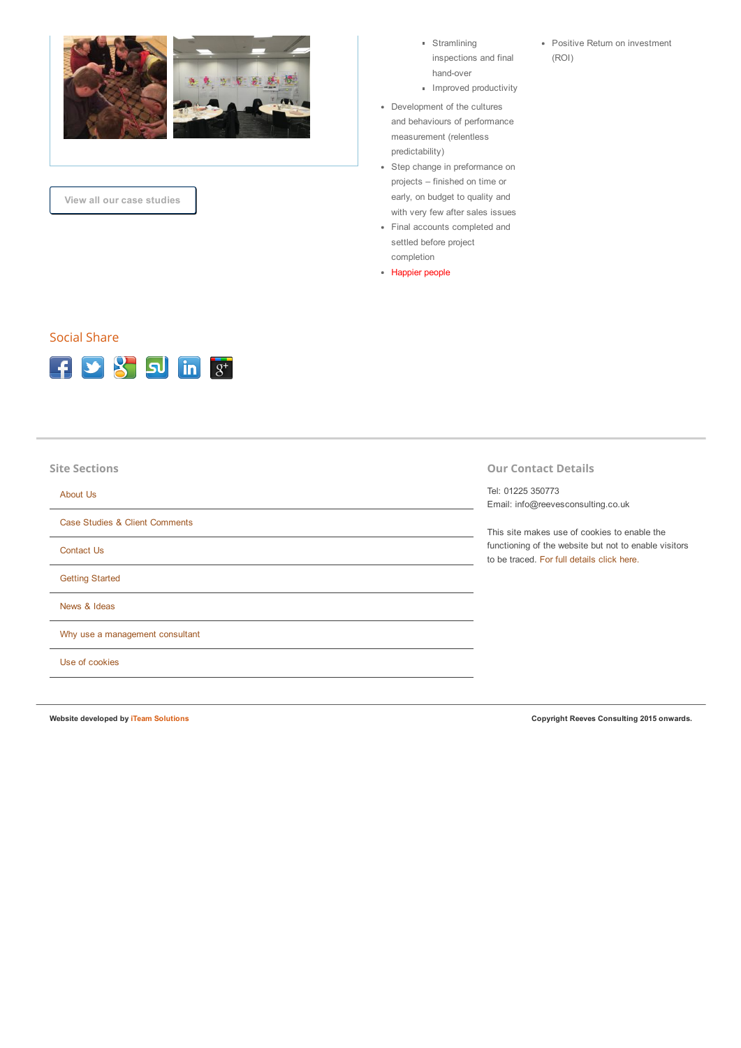- Stramlining inspections and final hand-over
- Improved productivity

- Positive Return on investment (ROI)

- Development of the cultures and behaviours of performance measurement (relentless predictability)
- Step change in preformance on projects – finished on time or early, on budget to quality and with very few after sales issues
- Final accounts completed and settled before project completion
- Happier people

View all our case studies

## Social Share

## Site Sections

- About Us
- Case Studies & Client Comments
- Contact Us
- Getting Started
- News & Ideas
- Why use a management consultant
- Use of cookies

## Our Contact Details

Tel: 01225 350773
Email: info@reevesconsulting.co.uk

This site makes use of cookies to enable the functioning of the website but not to enable visitors to be traced. For full details click here.

**Website developed by iTeam Solutions**

**Copyright Reeves Consulting 2015 onwards.**